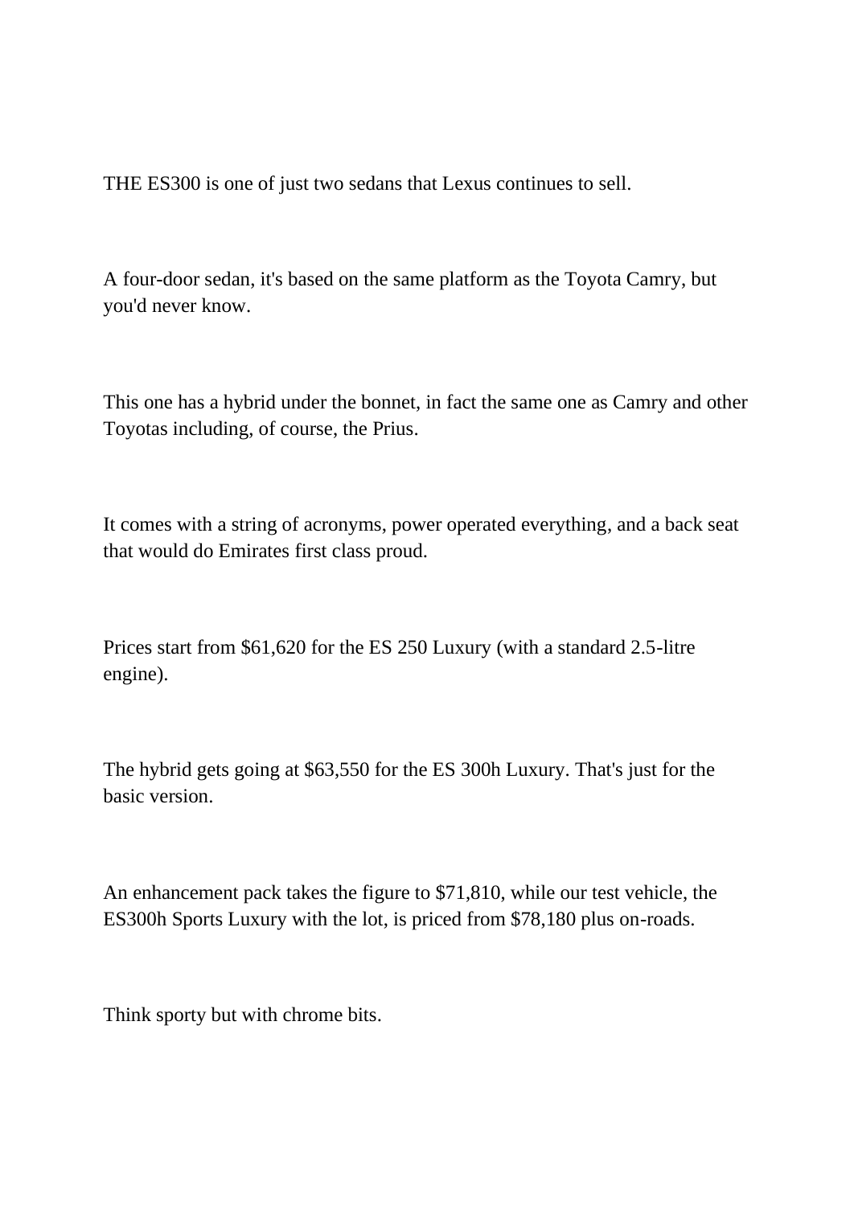THE ES300 is one of just two sedans that Lexus continues to sell.

A four-door sedan, it's based on the same platform as the Toyota Camry, but you'd never know.

This one has a hybrid under the bonnet, in fact the same one as Camry and other Toyotas including, of course, the Prius.

It comes with a string of acronyms, power operated everything, and a back seat that would do Emirates first class proud.

Prices start from $61,620 for the ES 250 Luxury (with a standard 2.5-litre engine).

The hybrid gets going at $63,550 for the ES 300h Luxury. That's just for the basic version.

An enhancement pack takes the figure to $71,810, while our test vehicle, the ES300h Sports Luxury with the lot, is priced from $78,180 plus on-roads.

Think sporty but with chrome bits.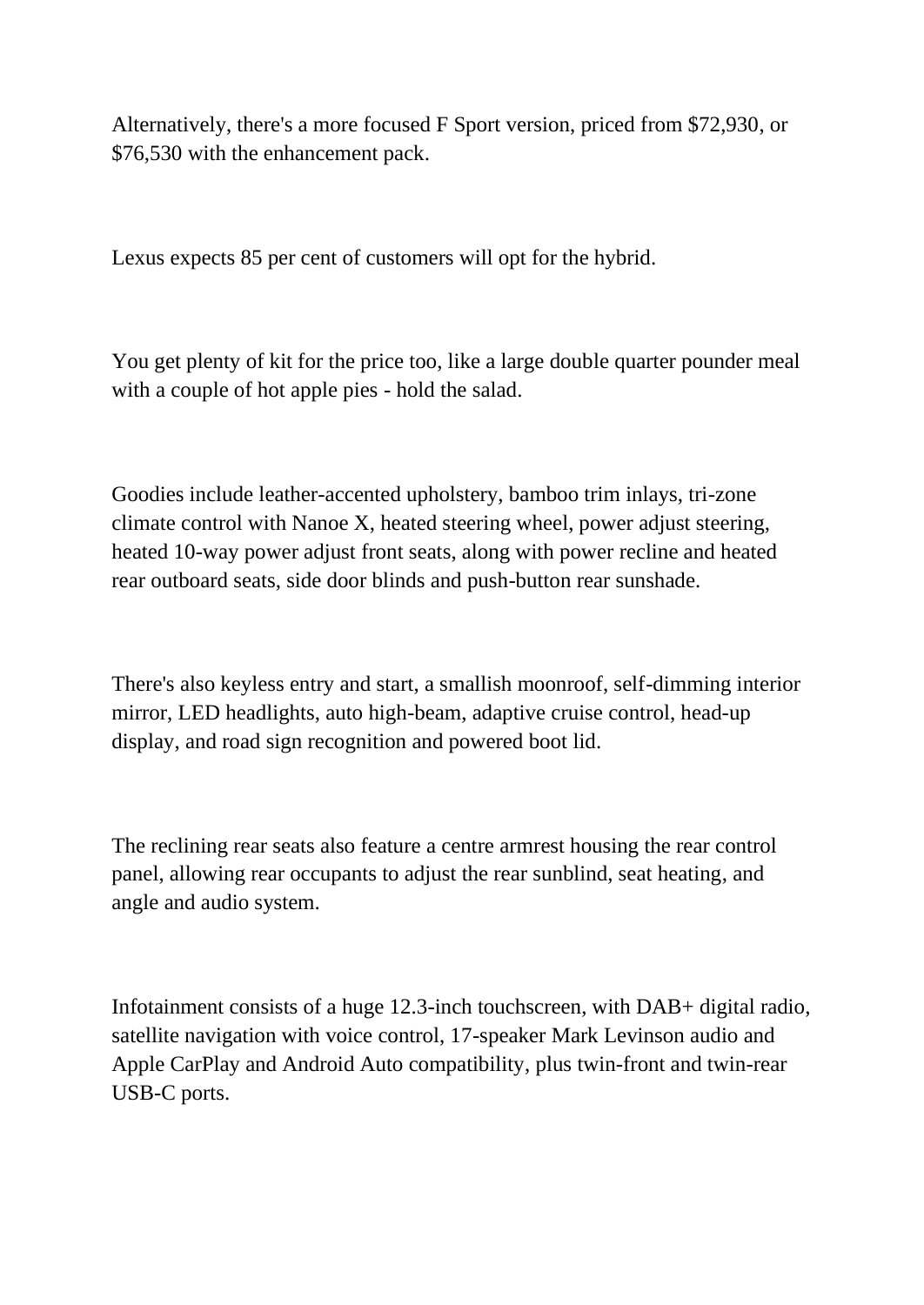Alternatively, there's a more focused F Sport version, priced from $72,930, or $76,530 with the enhancement pack.

Lexus expects 85 per cent of customers will opt for the hybrid.

You get plenty of kit for the price too, like a large double quarter pounder meal with a couple of hot apple pies - hold the salad.

Goodies include leather-accented upholstery, bamboo trim inlays, tri-zone climate control with Nanoe X, heated steering wheel, power adjust steering, heated 10-way power adjust front seats, along with power recline and heated rear outboard seats, side door blinds and push-button rear sunshade.

There's also keyless entry and start, a smallish moonroof, self-dimming interior mirror, LED headlights, auto high-beam, adaptive cruise control, head-up display, and road sign recognition and powered boot lid.

The reclining rear seats also feature a centre armrest housing the rear control panel, allowing rear occupants to adjust the rear sunblind, seat heating, and angle and audio system.

Infotainment consists of a huge 12.3-inch touchscreen, with DAB+ digital radio, satellite navigation with voice control, 17-speaker Mark Levinson audio and Apple CarPlay and Android Auto compatibility, plus twin-front and twin-rear USB-C ports.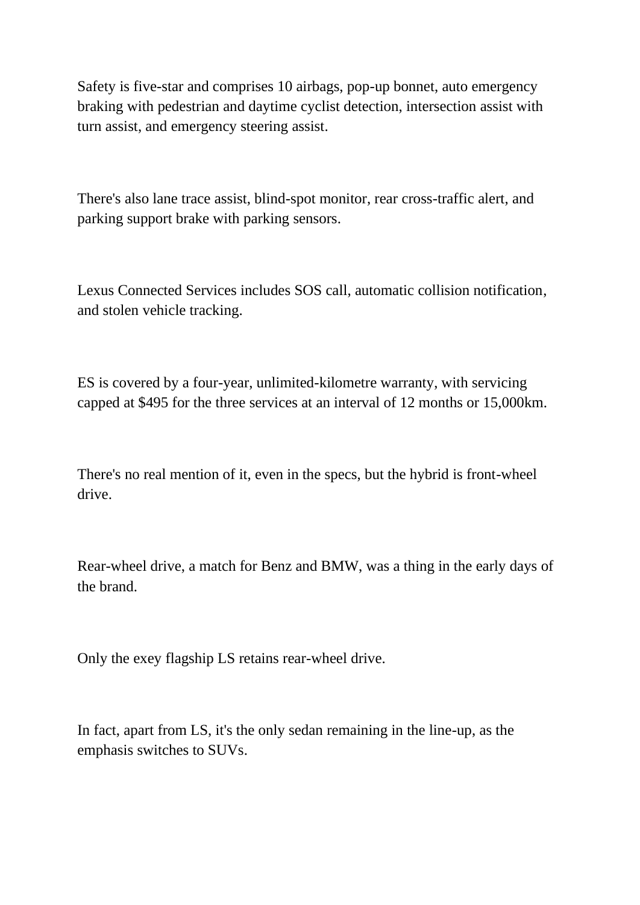Safety is five-star and comprises 10 airbags, pop-up bonnet, auto emergency braking with pedestrian and daytime cyclist detection, intersection assist with turn assist, and emergency steering assist.

There's also lane trace assist, blind-spot monitor, rear cross-traffic alert, and parking support brake with parking sensors.

Lexus Connected Services includes SOS call, automatic collision notification, and stolen vehicle tracking.

ES is covered by a four-year, unlimited-kilometre warranty, with servicing capped at $495 for the three services at an interval of 12 months or 15,000km.

There's no real mention of it, even in the specs, but the hybrid is front-wheel drive.

Rear-wheel drive, a match for Benz and BMW, was a thing in the early days of the brand.

Only the exey flagship LS retains rear-wheel drive.

In fact, apart from LS, it's the only sedan remaining in the line-up, as the emphasis switches to SUVs.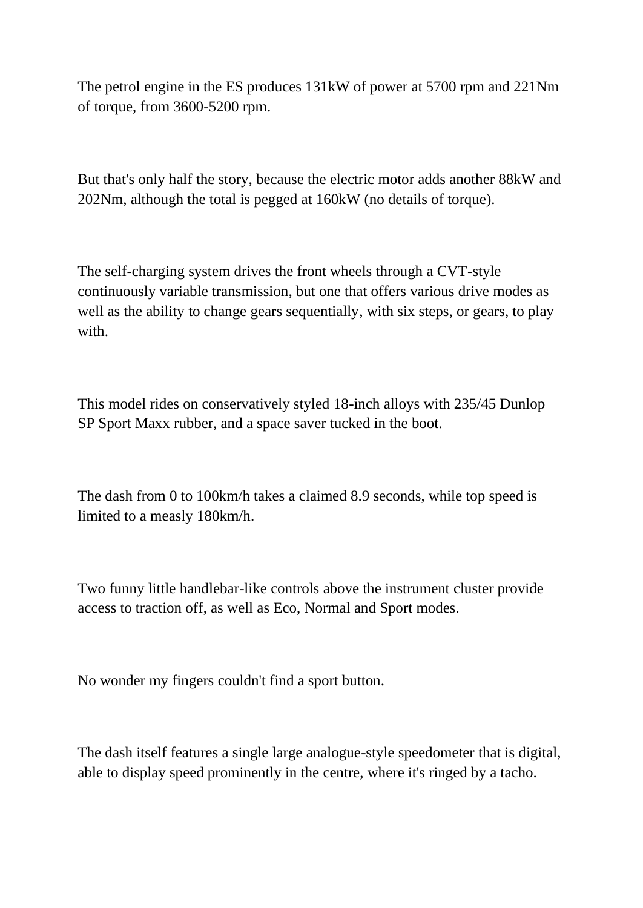The petrol engine in the ES produces 131kW of power at 5700 rpm and 221Nm of torque, from 3600-5200 rpm.

But that's only half the story, because the electric motor adds another 88kW and 202Nm, although the total is pegged at 160kW (no details of torque).

The self-charging system drives the front wheels through a CVT-style continuously variable transmission, but one that offers various drive modes as well as the ability to change gears sequentially, with six steps, or gears, to play with.

This model rides on conservatively styled 18-inch alloys with 235/45 Dunlop SP Sport Maxx rubber, and a space saver tucked in the boot.

The dash from 0 to 100km/h takes a claimed 8.9 seconds, while top speed is limited to a measly 180km/h.

Two funny little handlebar-like controls above the instrument cluster provide access to traction off, as well as Eco, Normal and Sport modes.

No wonder my fingers couldn't find a sport button.

The dash itself features a single large analogue-style speedometer that is digital, able to display speed prominently in the centre, where it's ringed by a tacho.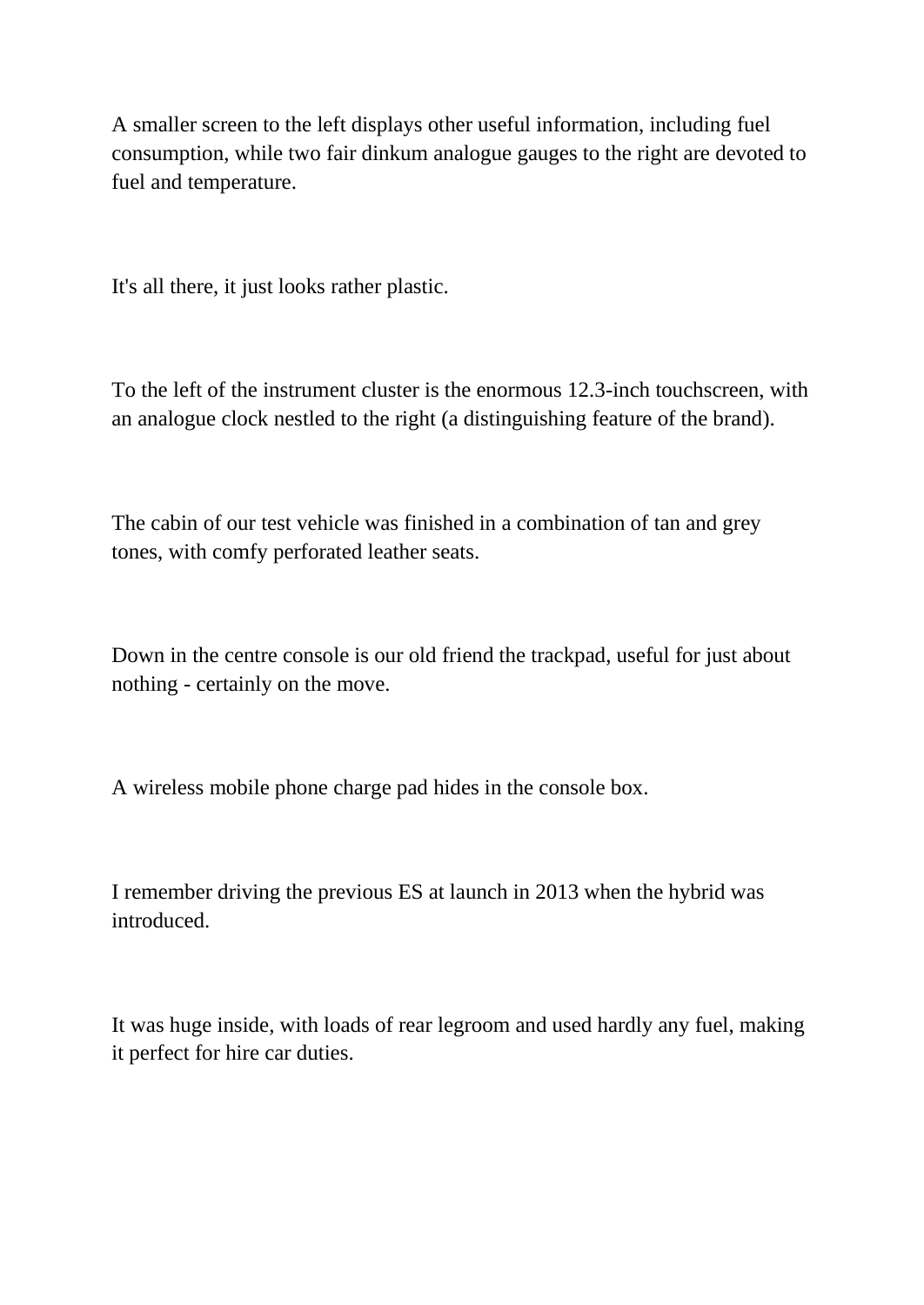A smaller screen to the left displays other useful information, including fuel consumption, while two fair dinkum analogue gauges to the right are devoted to fuel and temperature.

It's all there, it just looks rather plastic.

To the left of the instrument cluster is the enormous 12.3-inch touchscreen, with an analogue clock nestled to the right (a distinguishing feature of the brand).

The cabin of our test vehicle was finished in a combination of tan and grey tones, with comfy perforated leather seats.

Down in the centre console is our old friend the trackpad, useful for just about nothing - certainly on the move.

A wireless mobile phone charge pad hides in the console box.

I remember driving the previous ES at launch in 2013 when the hybrid was introduced.

It was huge inside, with loads of rear legroom and used hardly any fuel, making it perfect for hire car duties.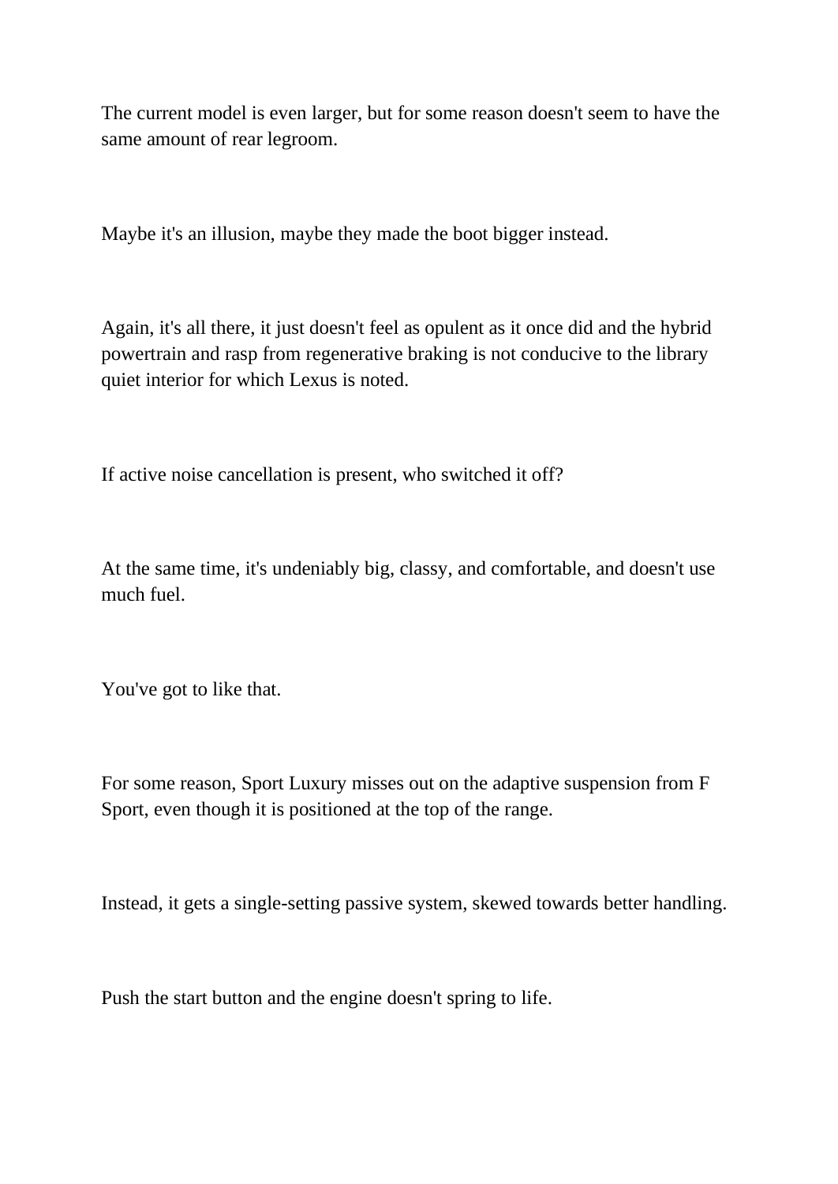The current model is even larger, but for some reason doesn't seem to have the same amount of rear legroom.

Maybe it's an illusion, maybe they made the boot bigger instead.

Again, it's all there, it just doesn't feel as opulent as it once did and the hybrid powertrain and rasp from regenerative braking is not conducive to the library quiet interior for which Lexus is noted.

If active noise cancellation is present, who switched it off?

At the same time, it's undeniably big, classy, and comfortable, and doesn't use much fuel.

You've got to like that.

For some reason, Sport Luxury misses out on the adaptive suspension from F Sport, even though it is positioned at the top of the range.

Instead, it gets a single-setting passive system, skewed towards better handling.

Push the start button and the engine doesn't spring to life.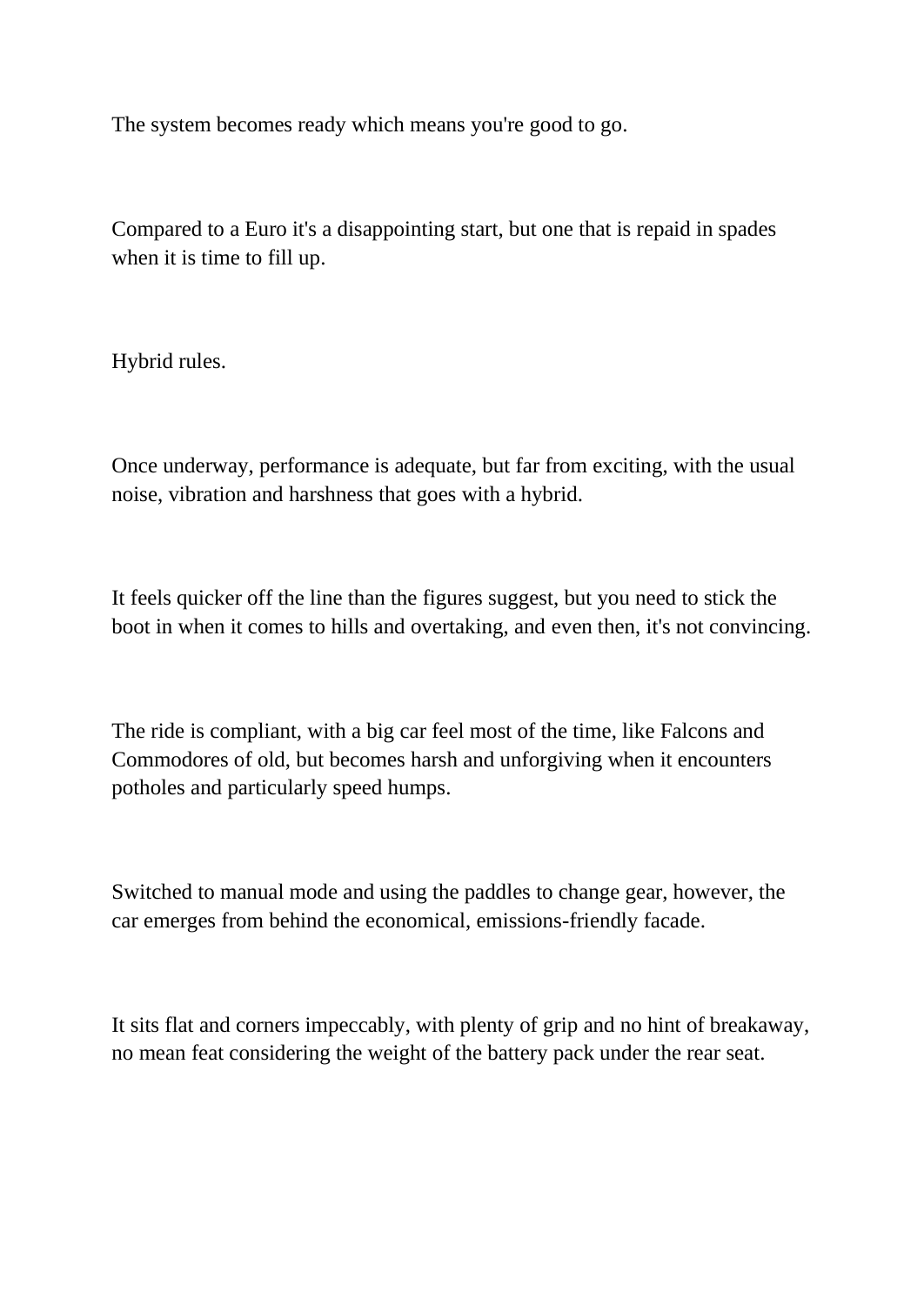The system becomes ready which means you're good to go.

Compared to a Euro it's a disappointing start, but one that is repaid in spades when it is time to fill up.

Hybrid rules.

Once underway, performance is adequate, but far from exciting, with the usual noise, vibration and harshness that goes with a hybrid.

It feels quicker off the line than the figures suggest, but you need to stick the boot in when it comes to hills and overtaking, and even then, it's not convincing.

The ride is compliant, with a big car feel most of the time, like Falcons and Commodores of old, but becomes harsh and unforgiving when it encounters potholes and particularly speed humps.

Switched to manual mode and using the paddles to change gear, however, the car emerges from behind the economical, emissions-friendly facade.

It sits flat and corners impeccably, with plenty of grip and no hint of breakaway, no mean feat considering the weight of the battery pack under the rear seat.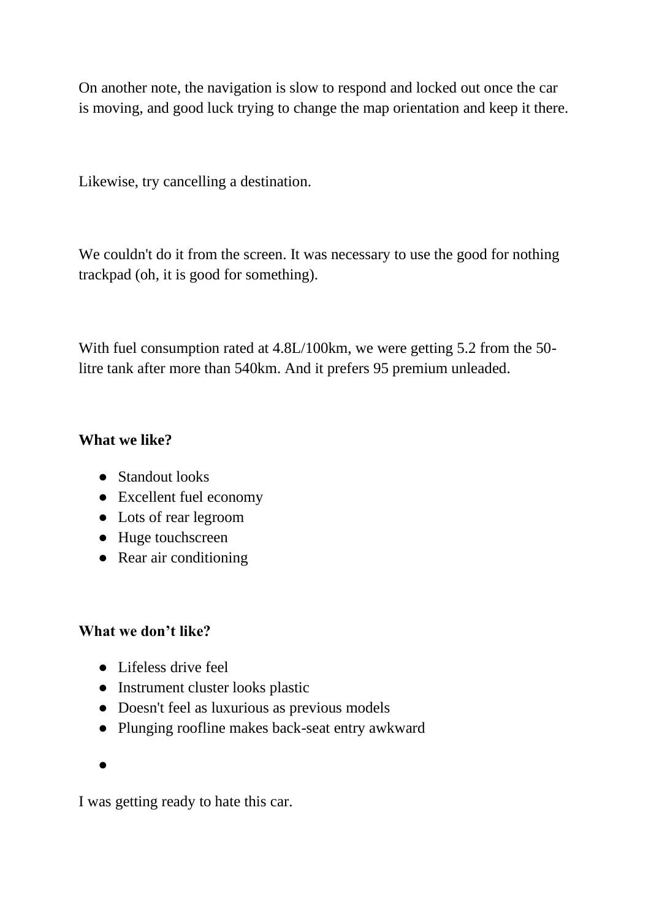On another note, the navigation is slow to respond and locked out once the car is moving, and good luck trying to change the map orientation and keep it there.

Likewise, try cancelling a destination.

We couldn't do it from the screen. It was necessary to use the good for nothing trackpad (oh, it is good for something).

With fuel consumption rated at 4.8L/100km, we were getting 5.2 from the 50-litre tank after more than 540km. And it prefers 95 premium unleaded.

**What we like?**

- Standout looks
- Excellent fuel economy
- Lots of rear legroom
- Huge touchscreen
- Rear air conditioning

**What we don't like?**

- Lifeless drive feel
- Instrument cluster looks plastic
- Doesn't feel as luxurious as previous models
- Plunging roofline makes back-seat entry awkward

I was getting ready to hate this car.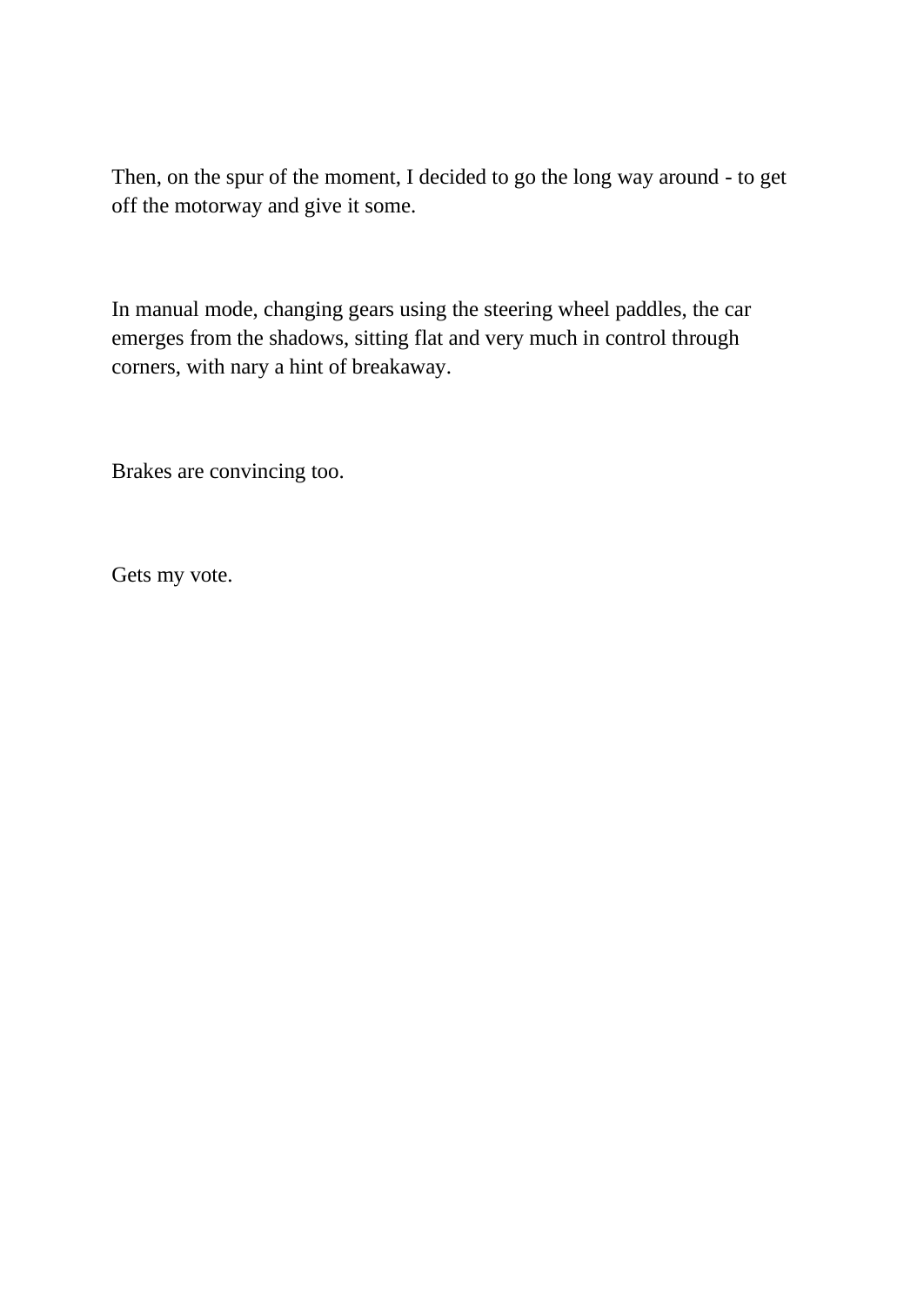Then, on the spur of the moment, I decided to go the long way around - to get off the motorway and give it some.

In manual mode, changing gears using the steering wheel paddles, the car emerges from the shadows, sitting flat and very much in control through corners, with nary a hint of breakaway.

Brakes are convincing too.

Gets my vote.